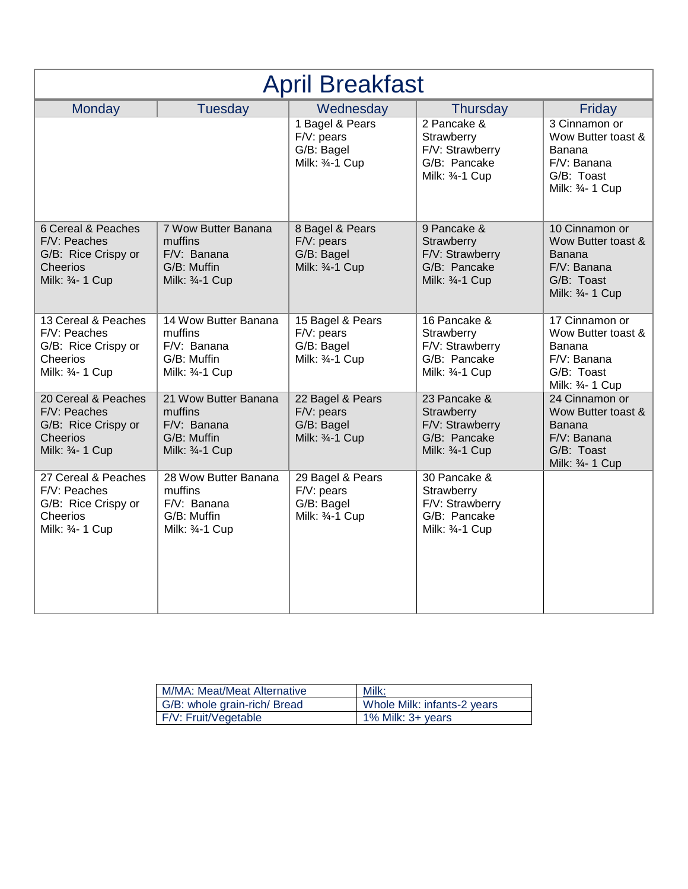# April Breakfast

| Monday | Tuesday | Wednesday | Thursday | Friday |
|---|---|---|---|---|
| | | 1 Bagel & Pears<br>F/V: pears<br>G/B: Bagel<br>Milk: ¾-1 Cup | 2 Pancake & Strawberry<br>F/V: Strawberry<br>G/B: Pancake<br>Milk: ¾-1 Cup | 3 Cinnamon or Wow Butter toast & Banana<br>F/V: Banana<br>G/B: Toast<br>Milk: ¾- 1 Cup |
| 6 Cereal & Peaches<br>F/V: Peaches<br>G/B: Rice Crispy or Cheerios<br>Milk: ¾- 1 Cup | 7 Wow Butter Banana muffins<br>F/V: Banana<br>G/B: Muffin<br>Milk: ¾-1 Cup | 8 Bagel & Pears<br>F/V: pears<br>G/B: Bagel<br>Milk: ¾-1 Cup | 9 Pancake & Strawberry<br>F/V: Strawberry<br>G/B: Pancake<br>Milk: ¾-1 Cup | 10 Cinnamon or Wow Butter toast & Banana<br>F/V: Banana<br>G/B: Toast<br>Milk: ¾- 1 Cup |
| 13 Cereal & Peaches<br>F/V: Peaches<br>G/B: Rice Crispy or Cheerios<br>Milk: ¾- 1 Cup | 14 Wow Butter Banana muffins<br>F/V: Banana<br>G/B: Muffin<br>Milk: ¾-1 Cup | 15 Bagel & Pears<br>F/V: pears<br>G/B: Bagel<br>Milk: ¾-1 Cup | 16 Pancake & Strawberry<br>F/V: Strawberry<br>G/B: Pancake<br>Milk: ¾-1 Cup | 17 Cinnamon or Wow Butter toast & Banana<br>F/V: Banana<br>G/B: Toast<br>Milk: ¾- 1 Cup |
| 20 Cereal & Peaches<br>F/V: Peaches<br>G/B: Rice Crispy or Cheerios<br>Milk: ¾- 1 Cup | 21 Wow Butter Banana muffins<br>F/V: Banana<br>G/B: Muffin<br>Milk: ¾-1 Cup | 22 Bagel & Pears<br>F/V: pears<br>G/B: Bagel<br>Milk: ¾-1 Cup | 23 Pancake & Strawberry<br>F/V: Strawberry<br>G/B: Pancake<br>Milk: ¾-1 Cup | 24 Cinnamon or Wow Butter toast & Banana<br>F/V: Banana<br>G/B: Toast<br>Milk: ¾- 1 Cup |
| 27 Cereal & Peaches<br>F/V: Peaches<br>G/B: Rice Crispy or Cheerios<br>Milk: ¾- 1 Cup | 28 Wow Butter Banana muffins<br>F/V: Banana<br>G/B: Muffin<br>Milk: ¾-1 Cup | 29 Bagel & Pears<br>F/V: pears<br>G/B: Bagel<br>Milk: ¾-1 Cup | 30 Pancake & Strawberry<br>F/V: Strawberry<br>G/B: Pancake<br>Milk: ¾-1 Cup | |

| M/MA: Meat/Meat Alternative | Milk: |
|---|---|
| G/B: whole grain-rich/ Bread | Whole Milk: infants-2 years |
| F/V: Fruit/Vegetable | 1% Milk: 3+ years |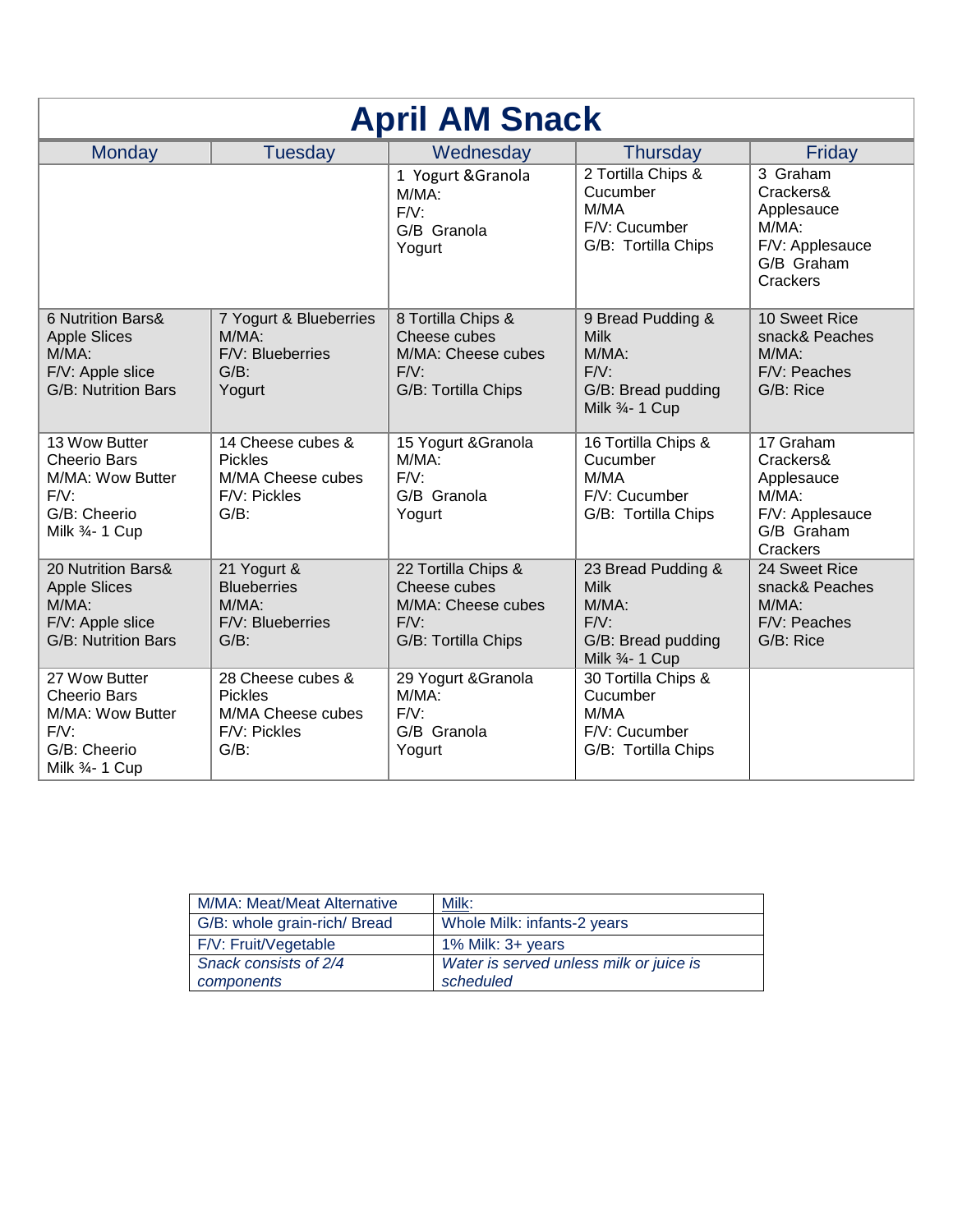# April AM Snack

| Monday | Tuesday | Wednesday | Thursday | Friday |
|---|---|---|---|---|
| | | 1 Yogurt &Granola<br>M/MA:<br>F/V:<br>G/B Granola<br>Yogurt | 2 Tortilla Chips &<br>Cucumber<br>M/MA<br>F/V: Cucumber<br>G/B: Tortilla Chips | 3 Graham<br>Crackers&<br>Applesauce<br>M/MA:<br>F/V: Applesauce<br>G/B Graham<br>Crackers |
| 6 Nutrition Bars&<br>Apple Slices<br>M/MA:<br>F/V: Apple slice<br>G/B: Nutrition Bars | 7 Yogurt & Blueberries<br>M/MA:<br>F/V: Blueberries<br>G/B:<br>Yogurt | 8 Tortilla Chips &<br>Cheese cubes<br>M/MA: Cheese cubes<br>F/V:<br>G/B: Tortilla Chips | 9 Bread Pudding &<br>Milk<br>M/MA:<br>F/V:<br>G/B: Bread pudding<br>Milk ¾- 1 Cup | 10 Sweet Rice<br>snack& Peaches<br>M/MA:<br>F/V: Peaches<br>G/B: Rice |
| 13 Wow Butter<br>Cheerio Bars<br>M/MA: Wow Butter<br>F/V:<br>G/B: Cheerio<br>Milk ¾- 1 Cup | 14 Cheese cubes &<br>Pickles<br>M/MA Cheese cubes<br>F/V: Pickles<br>G/B: | 15 Yogurt &Granola<br>M/MA:<br>F/V:<br>G/B Granola<br>Yogurt | 16 Tortilla Chips &<br>Cucumber<br>M/MA<br>F/V: Cucumber<br>G/B: Tortilla Chips | 17 Graham<br>Crackers&<br>Applesauce<br>M/MA:<br>F/V: Applesauce<br>G/B Graham<br>Crackers |
| 20 Nutrition Bars&<br>Apple Slices<br>M/MA:<br>F/V: Apple slice<br>G/B: Nutrition Bars | 21 Yogurt &<br>Blueberries<br>M/MA:<br>F/V: Blueberries<br>G/B: | 22 Tortilla Chips &<br>Cheese cubes<br>M/MA: Cheese cubes<br>F/V:<br>G/B: Tortilla Chips | 23 Bread Pudding &<br>Milk<br>M/MA:<br>F/V:<br>G/B: Bread pudding<br>Milk ¾- 1 Cup | 24 Sweet Rice<br>snack& Peaches<br>M/MA:<br>F/V: Peaches<br>G/B: Rice |
| 27 Wow Butter<br>Cheerio Bars<br>M/MA: Wow Butter<br>F/V:<br>G/B: Cheerio<br>Milk ¾- 1 Cup | 28 Cheese cubes &<br>Pickles<br>M/MA Cheese cubes<br>F/V: Pickles<br>G/B: | 29 Yogurt &Granola<br>M/MA:<br>F/V:<br>G/B Granola<br>Yogurt | 30 Tortilla Chips &<br>Cucumber<br>M/MA<br>F/V: Cucumber<br>G/B: Tortilla Chips | |

| M/MA: Meat/Meat Alternative | Milk: |
|---|---|
| G/B: whole grain-rich/ Bread | Whole Milk: infants-2 years |
| F/V: Fruit/Vegetable | 1% Milk: 3+ years |
| *Snack consists of 2/4 components* | *Water is served unless milk or juice is scheduled* |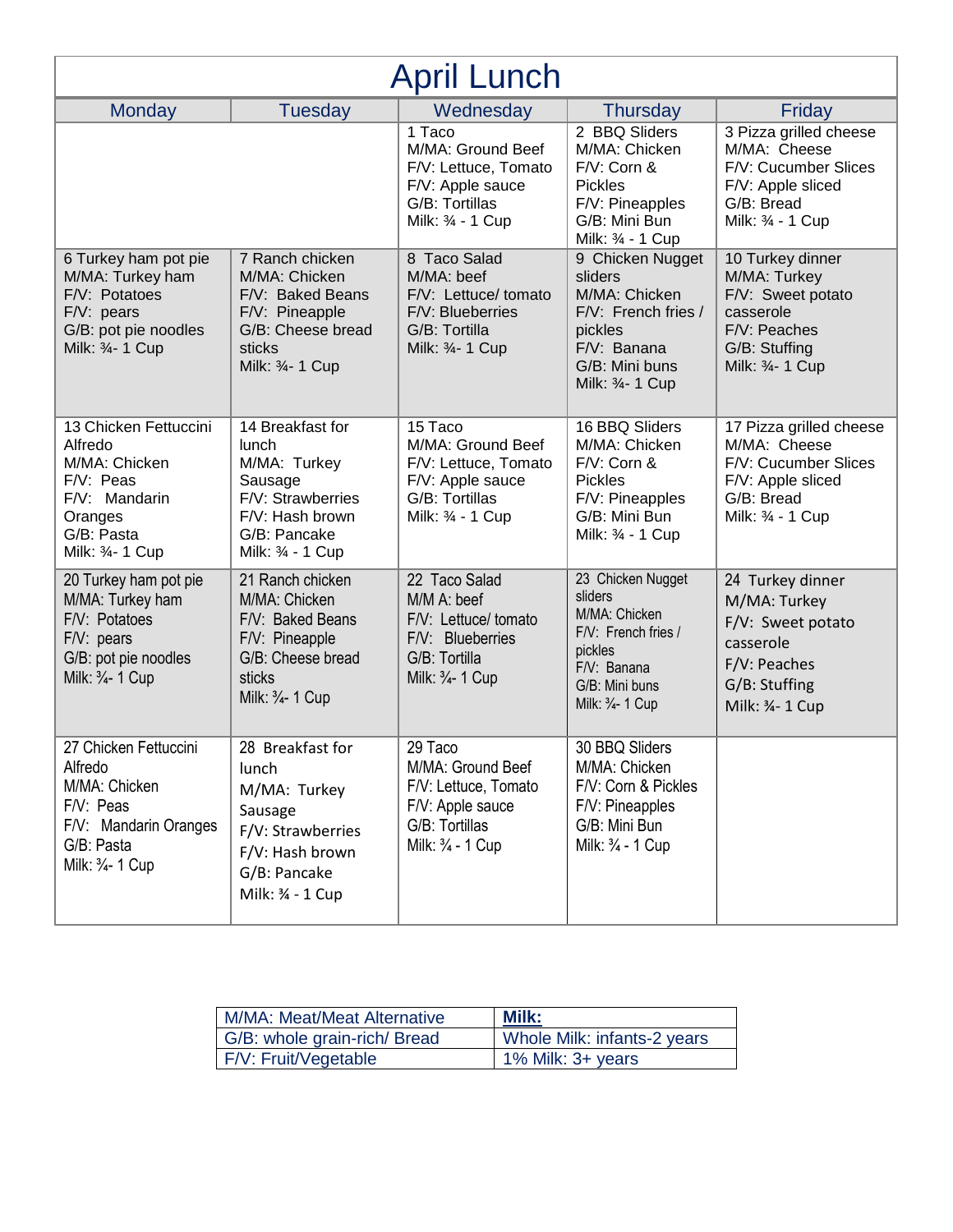# April Lunch

| Monday | Tuesday | Wednesday | Thursday | Friday |
|---|---|---|---|---|
| | | 1 Taco<br>M/MA: Ground Beef<br>F/V: Lettuce, Tomato<br>F/V: Apple sauce<br>G/B: Tortillas<br>Milk: ¾ - 1 Cup | 2 BBQ Sliders<br>M/MA: Chicken<br>F/V: Corn & Pickles<br>F/V: Pineapples<br>G/B: Mini Bun<br>Milk: ¾ - 1 Cup | 3 Pizza grilled cheese<br>M/MA: Cheese<br>F/V: Cucumber Slices<br>F/V: Apple sliced<br>G/B: Bread<br>Milk: ¾ - 1 Cup |
| 6 Turkey ham pot pie<br>M/MA: Turkey ham<br>F/V: Potatoes<br>F/V: pears<br>G/B: pot pie noodles<br>Milk: ¾- 1 Cup | 7 Ranch chicken<br>M/MA: Chicken<br>F/V: Baked Beans<br>F/V: Pineapple<br>G/B: Cheese bread sticks<br>Milk: ¾- 1 Cup | 8 Taco Salad<br>M/MA: beef<br>F/V: Lettuce/ tomato<br>F/V: Blueberries<br>G/B: Tortilla<br>Milk: ¾- 1 Cup | 9 Chicken Nugget sliders<br>M/MA: Chicken<br>F/V: French fries / pickles<br>F/V: Banana<br>G/B: Mini buns<br>Milk: ¾- 1 Cup | 10 Turkey dinner<br>M/MA: Turkey<br>F/V: Sweet potato casserole<br>F/V: Peaches<br>G/B: Stuffing<br>Milk: ¾- 1 Cup |
| 13 Chicken Fettuccini Alfredo<br>M/MA: Chicken<br>F/V: Peas<br>F/V: Mandarin Oranges<br>G/B: Pasta<br>Milk: ¾- 1 Cup | 14 Breakfast for lunch<br>M/MA: Turkey Sausage<br>F/V: Strawberries<br>F/V: Hash brown<br>G/B: Pancake<br>Milk: ¾ - 1 Cup | 15 Taco<br>M/MA: Ground Beef<br>F/V: Lettuce, Tomato<br>F/V: Apple sauce<br>G/B: Tortillas<br>Milk: ¾ - 1 Cup | 16 BBQ Sliders<br>M/MA: Chicken<br>F/V: Corn & Pickles<br>F/V: Pineapples<br>G/B: Mini Bun<br>Milk: ¾ - 1 Cup | 17 Pizza grilled cheese<br>M/MA: Cheese<br>F/V: Cucumber Slices<br>F/V: Apple sliced<br>G/B: Bread<br>Milk: ¾ - 1 Cup |
| 20 Turkey ham pot pie<br>M/MA: Turkey ham<br>F/V: Potatoes<br>F/V: pears<br>G/B: pot pie noodles<br>Milk: ¾- 1 Cup | 21 Ranch chicken<br>M/MA: Chicken<br>F/V: Baked Beans<br>F/V: Pineapple<br>G/B: Cheese bread sticks<br>Milk: ¾- 1 Cup | 22 Taco Salad<br>M/M A: beef<br>F/V: Lettuce/ tomato<br>F/V: Blueberries<br>G/B: Tortilla<br>Milk: ¾- 1 Cup | 23 Chicken Nugget sliders<br>M/MA: Chicken<br>F/V: French fries / pickles<br>F/V: Banana<br>G/B: Mini buns<br>Milk: ¾- 1 Cup | 24 Turkey dinner<br>M/MA: Turkey<br>F/V: Sweet potato casserole<br>F/V: Peaches<br>G/B: Stuffing<br>Milk: ¾- 1 Cup |
| 27 Chicken Fettuccini Alfredo<br>M/MA: Chicken<br>F/V: Peas<br>F/V: Mandarin Oranges<br>G/B: Pasta<br>Milk: ¾- 1 Cup | 28 Breakfast for lunch<br>M/MA: Turkey Sausage<br>F/V: Strawberries<br>F/V: Hash brown<br>G/B: Pancake<br>Milk: ¾ - 1 Cup | 29 Taco<br>M/MA: Ground Beef<br>F/V: Lettuce, Tomato<br>F/V: Apple sauce<br>G/B: Tortillas<br>Milk: ¾ - 1 Cup | 30 BBQ Sliders<br>M/MA: Chicken<br>F/V: Corn & Pickles<br>F/V: Pineapples<br>G/B: Mini Bun<br>Milk: ¾ - 1 Cup | |

| M/MA: Meat/Meat Alternative | **Milk:** |
|---|---|
| G/B: whole grain-rich/ Bread | Whole Milk: infants-2 years |
| F/V: Fruit/Vegetable | 1% Milk: 3+ years |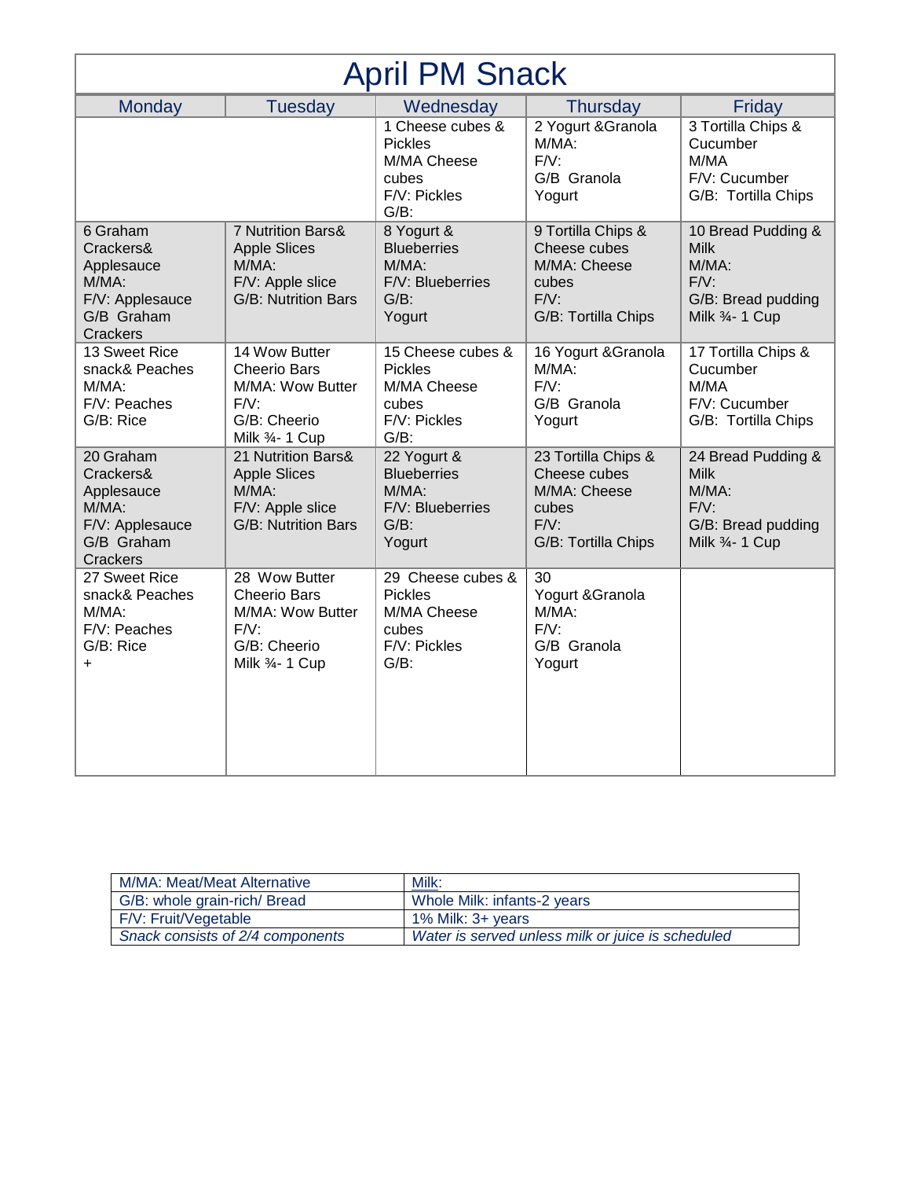# April PM Snack

| Monday | Tuesday | Wednesday | Thursday | Friday |
|---|---|---|---|---|
| | | 1 Cheese cubes & Pickles<br>M/MA Cheese cubes<br>F/V: Pickles<br>G/B: | 2 Yogurt &Granola<br>M/MA:<br>F/V:<br>G/B Granola<br>Yogurt | 3 Tortilla Chips & Cucumber<br>M/MA<br>F/V: Cucumber<br>G/B: Tortilla Chips |
| 6 Graham Crackers& Applesauce<br>M/MA:<br>F/V: Applesauce<br>G/B Graham Crackers | 7 Nutrition Bars& Apple Slices<br>M/MA:<br>F/V: Apple slice<br>G/B: Nutrition Bars | 8 Yogurt & Blueberries<br>M/MA:<br>F/V: Blueberries<br>G/B:<br>Yogurt | 9 Tortilla Chips & Cheese cubes<br>M/MA: Cheese cubes<br>F/V:<br>G/B: Tortilla Chips | 10 Bread Pudding & Milk<br>M/MA:<br>F/V:<br>G/B: Bread pudding<br>Milk ¾- 1 Cup |
| 13 Sweet Rice snack& Peaches<br>M/MA:<br>F/V: Peaches<br>G/B: Rice | 14 Wow Butter Cheerio Bars<br>M/MA: Wow Butter<br>F/V:<br>G/B: Cheerio<br>Milk ¾- 1 Cup | 15 Cheese cubes & Pickles<br>M/MA Cheese cubes<br>F/V: Pickles<br>G/B: | 16 Yogurt &Granola<br>M/MA:<br>F/V:<br>G/B Granola<br>Yogurt | 17 Tortilla Chips & Cucumber<br>M/MA<br>F/V: Cucumber<br>G/B: Tortilla Chips |
| 20 Graham Crackers& Applesauce<br>M/MA:<br>F/V: Applesauce<br>G/B Graham Crackers | 21 Nutrition Bars& Apple Slices<br>M/MA:<br>F/V: Apple slice<br>G/B: Nutrition Bars | 22 Yogurt & Blueberries<br>M/MA:<br>F/V: Blueberries<br>G/B:<br>Yogurt | 23 Tortilla Chips & Cheese cubes<br>M/MA: Cheese cubes<br>F/V:<br>G/B: Tortilla Chips | 24 Bread Pudding & Milk<br>M/MA:<br>F/V:<br>G/B: Bread pudding<br>Milk ¾- 1 Cup |
| 27 Sweet Rice snack& Peaches<br>M/MA:<br>F/V: Peaches<br>G/B: Rice<br>+ | 28 Wow Butter Cheerio Bars<br>M/MA: Wow Butter<br>F/V:<br>G/B: Cheerio<br>Milk ¾- 1 Cup | 29 Cheese cubes & Pickles<br>M/MA Cheese cubes<br>F/V: Pickles<br>G/B: | 30<br>Yogurt &Granola<br>M/MA:<br>F/V:<br>G/B Granola<br>Yogurt | |

| | |
|---|---|
| M/MA: Meat/Meat Alternative | Milk: |
| G/B: whole grain-rich/ Bread | Whole Milk: infants-2 years |
| F/V: Fruit/Vegetable | 1% Milk: 3+ years |
| *Snack consists of 2/4 components* | *Water is served unless milk or juice is scheduled* |